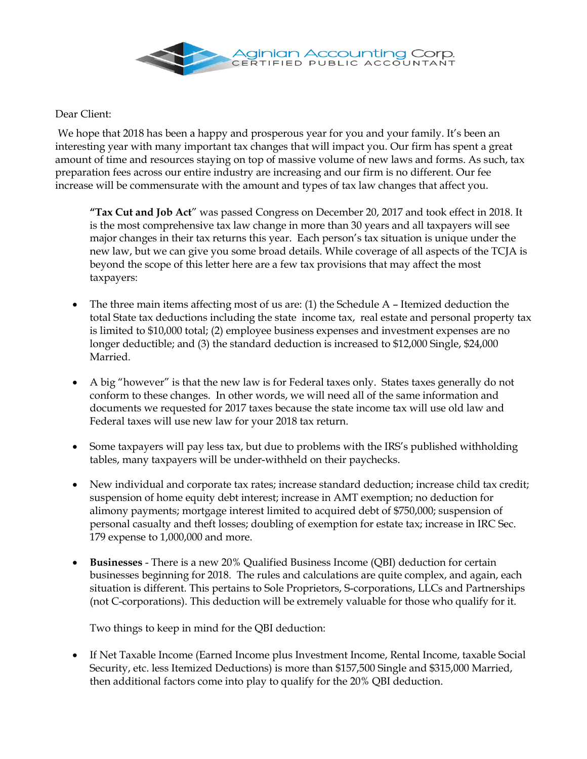Aginian Accounting Corp.
CERTIFIED PUBLIC ACCOUNTANT

Dear Client:

We hope that 2018 has been a happy and prosperous year for you and your family. It's been an interesting year with many important tax changes that will impact you. Our firm has spent a great amount of time and resources staying on top of massive volume of new laws and forms. As such, tax preparation fees across our entire industry are increasing and our firm is no different. Our fee increase will be commensurate with the amount and types of tax law changes that affect you.

> **"Tax Cut and Job Act"** was passed Congress on December 20, 2017 and took effect in 2018. It is the most comprehensive tax law change in more than 30 years and all taxpayers will see major changes in their tax returns this year. Each person's tax situation is unique under the new law, but we can give you some broad details. While coverage of all aspects of the TCJA is beyond the scope of this letter here are a few tax provisions that may affect the most taxpayers:

- The three main items affecting most of us are: (1) the Schedule A – Itemized deduction the total State tax deductions including the state income tax, real estate and personal property tax is limited to $10,000 total; (2) employee business expenses and investment expenses are no longer deductible; and (3) the standard deduction is increased to $12,000 Single, $24,000 Married.

- A big "however" is that the new law is for Federal taxes only. States taxes generally do not conform to these changes. In other words, we will need all of the same information and documents we requested for 2017 taxes because the state income tax will use old law and Federal taxes will use new law for your 2018 tax return.

- Some taxpayers will pay less tax, but due to problems with the IRS's published withholding tables, many taxpayers will be under-withheld on their paychecks.

- New individual and corporate tax rates; increase standard deduction; increase child tax credit; suspension of home equity debt interest; increase in AMT exemption; no deduction for alimony payments; mortgage interest limited to acquired debt of $750,000; suspension of personal casualty and theft losses; doubling of exemption for estate tax; increase in IRC Sec. 179 expense to 1,000,000 and more.

- **Businesses** - There is a new 20% Qualified Business Income (QBI) deduction for certain businesses beginning for 2018. The rules and calculations are quite complex, and again, each situation is different. This pertains to Sole Proprietors, S-corporations, LLCs and Partnerships (not C-corporations). This deduction will be extremely valuable for those who qualify for it.

  Two things to keep in mind for the QBI deduction:

- If Net Taxable Income (Earned Income plus Investment Income, Rental Income, taxable Social Security, etc. less Itemized Deductions) is more than $157,500 Single and $315,000 Married, then additional factors come into play to qualify for the 20% QBI deduction.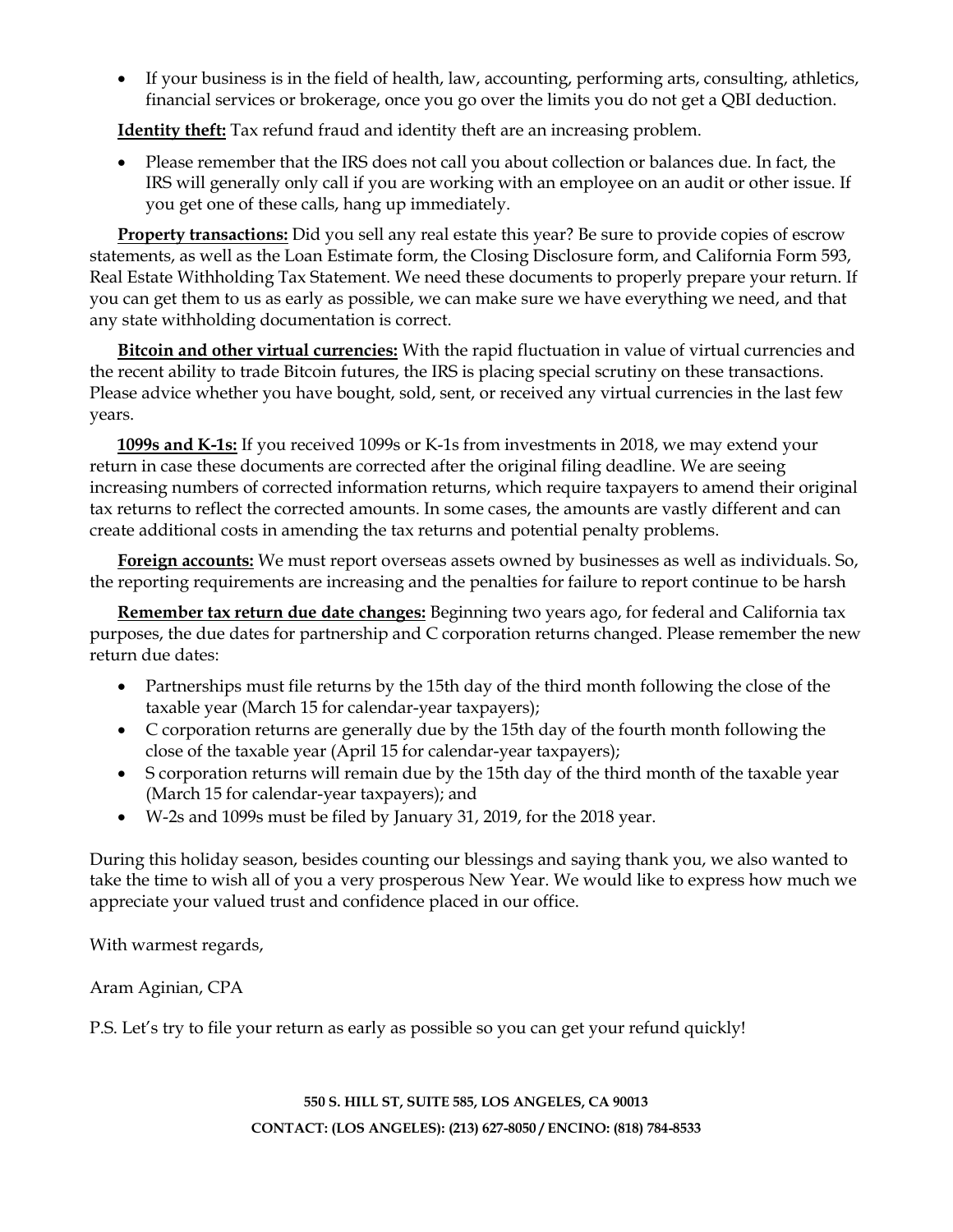- If your business is in the field of health, law, accounting, performing arts, consulting, athletics, financial services or brokerage, once you go over the limits you do not get a QBI deduction.

**Identity theft:** Tax refund fraud and identity theft are an increasing problem.

- Please remember that the IRS does not call you about collection or balances due. In fact, the IRS will generally only call if you are working with an employee on an audit or other issue. If you get one of these calls, hang up immediately.

**Property transactions:** Did you sell any real estate this year? Be sure to provide copies of escrow statements, as well as the Loan Estimate form, the Closing Disclosure form, and California Form 593, Real Estate Withholding Tax Statement. We need these documents to properly prepare your return. If you can get them to us as early as possible, we can make sure we have everything we need, and that any state withholding documentation is correct.

**Bitcoin and other virtual currencies:** With the rapid fluctuation in value of virtual currencies and the recent ability to trade Bitcoin futures, the IRS is placing special scrutiny on these transactions. Please advice whether you have bought, sold, sent, or received any virtual currencies in the last few years.

**1099s and K-1s:** If you received 1099s or K-1s from investments in 2018, we may extend your return in case these documents are corrected after the original filing deadline. We are seeing increasing numbers of corrected information returns, which require taxpayers to amend their original tax returns to reflect the corrected amounts. In some cases, the amounts are vastly different and can create additional costs in amending the tax returns and potential penalty problems.

**Foreign accounts:** We must report overseas assets owned by businesses as well as individuals. So, the reporting requirements are increasing and the penalties for failure to report continue to be harsh

**Remember tax return due date changes:** Beginning two years ago, for federal and California tax purposes, the due dates for partnership and C corporation returns changed. Please remember the new return due dates:

- Partnerships must file returns by the 15th day of the third month following the close of the taxable year (March 15 for calendar-year taxpayers);
- C corporation returns are generally due by the 15th day of the fourth month following the close of the taxable year (April 15 for calendar-year taxpayers);
- S corporation returns will remain due by the 15th day of the third month of the taxable year (March 15 for calendar-year taxpayers); and
- W-2s and 1099s must be filed by January 31, 2019, for the 2018 year.

During this holiday season, besides counting our blessings and saying thank you, we also wanted to take the time to wish all of you a very prosperous New Year. We would like to express how much we appreciate your valued trust and confidence placed in our office.

With warmest regards,

Aram Aginian, CPA

P.S. Let's try to file your return as early as possible so you can get your refund quickly!

**550 S. HILL ST, SUITE 585, LOS ANGELES, CA 90013**

**CONTACT: (LOS ANGELES): (213) 627-8050 / ENCINO: (818) 784-8533**